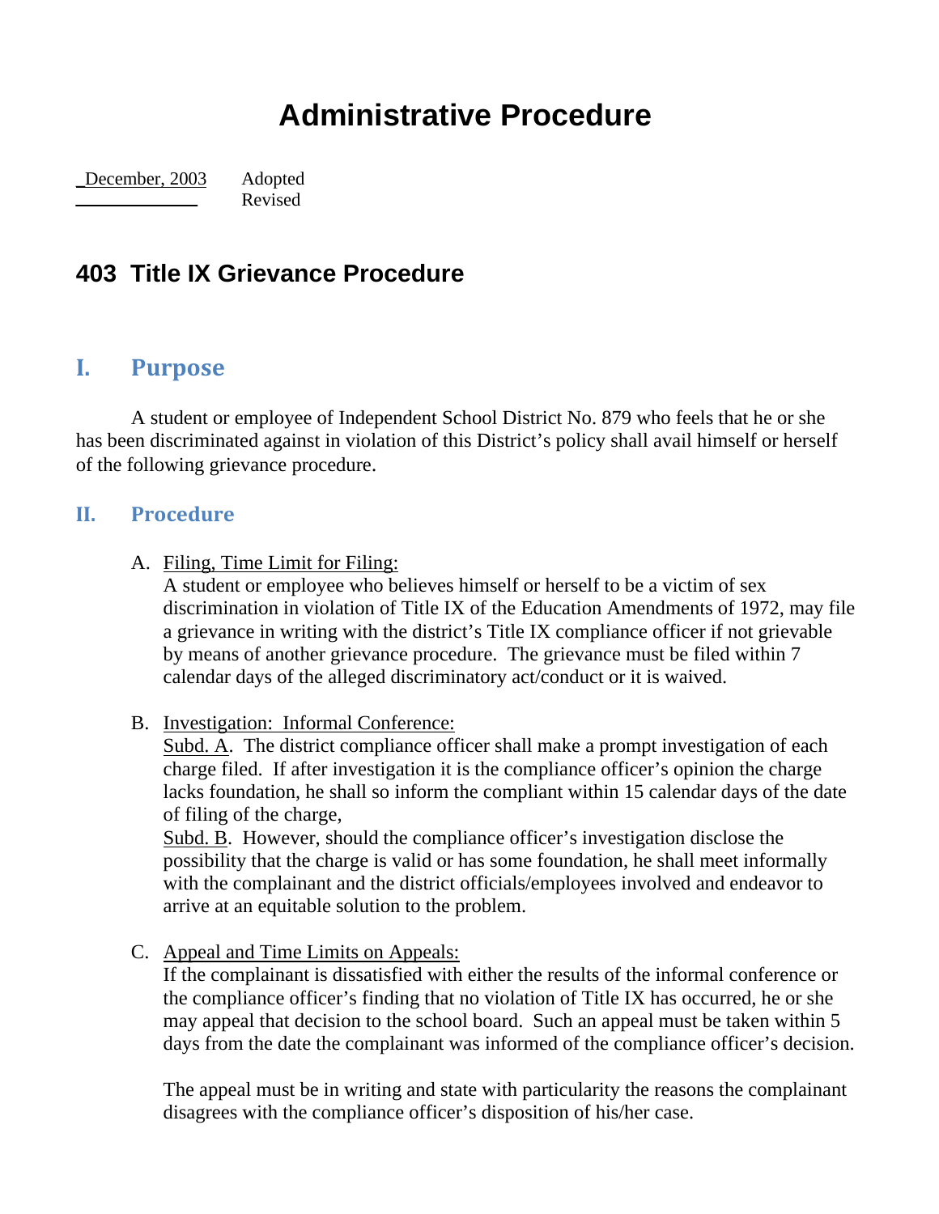# Administrative Procedure

_December, 2003  Adopted
_____________  Revised

## 403 Title IX Grievance Procedure

## I. Purpose

A student or employee of Independent School District No. 879 who feels that he or she has been discriminated against in violation of this District's policy shall avail himself or herself of the following grievance procedure.

## II. Procedure

A. Filing, Time Limit for Filing:
A student or employee who believes himself or herself to be a victim of sex discrimination in violation of Title IX of the Education Amendments of 1972, may file a grievance in writing with the district's Title IX compliance officer if not grievable by means of another grievance procedure. The grievance must be filed within 7 calendar days of the alleged discriminatory act/conduct or it is waived.

B. Investigation: Informal Conference:
Subd. A. The district compliance officer shall make a prompt investigation of each charge filed. If after investigation it is the compliance officer's opinion the charge lacks foundation, he shall so inform the compliant within 15 calendar days of the date of filing of the charge,
Subd. B. However, should the compliance officer's investigation disclose the possibility that the charge is valid or has some foundation, he shall meet informally with the complainant and the district officials/employees involved and endeavor to arrive at an equitable solution to the problem.

C. Appeal and Time Limits on Appeals:
If the complainant is dissatisfied with either the results of the informal conference or the compliance officer's finding that no violation of Title IX has occurred, he or she may appeal that decision to the school board. Such an appeal must be taken within 5 days from the date the complainant was informed of the compliance officer's decision.

The appeal must be in writing and state with particularity the reasons the complainant disagrees with the compliance officer's disposition of his/her case.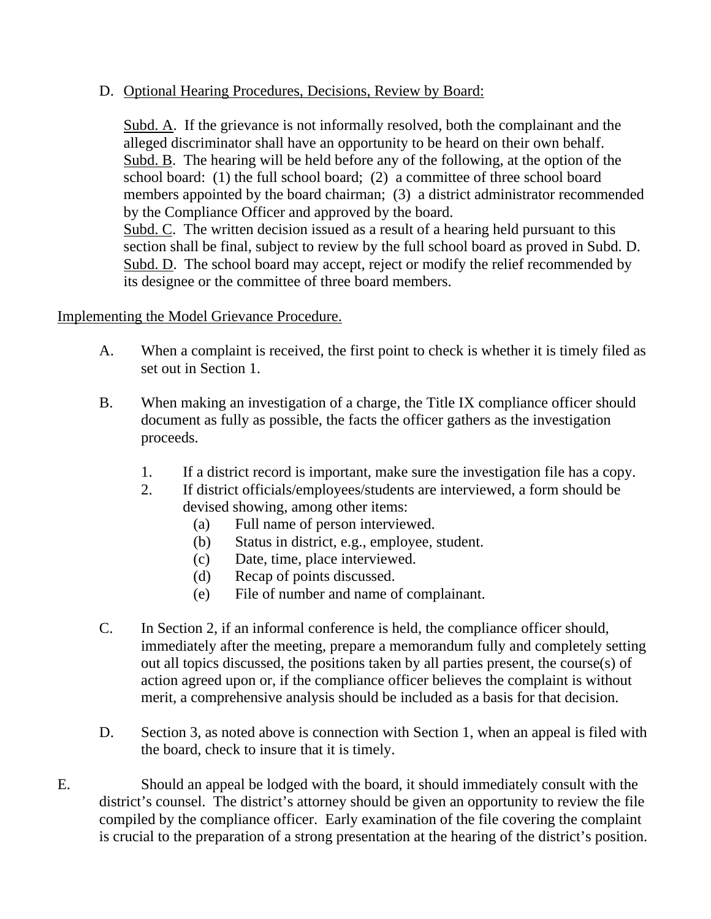D. Optional Hearing Procedures, Decisions, Review by Board:

Subd. A. If the grievance is not informally resolved, both the complainant and the alleged discriminator shall have an opportunity to be heard on their own behalf.
Subd. B. The hearing will be held before any of the following, at the option of the school board: (1) the full school board; (2) a committee of three school board members appointed by the board chairman; (3) a district administrator recommended by the Compliance Officer and approved by the board.
Subd. C. The written decision issued as a result of a hearing held pursuant to this section shall be final, subject to review by the full school board as proved in Subd. D.
Subd. D. The school board may accept, reject or modify the relief recommended by its designee or the committee of three board members.

Implementing the Model Grievance Procedure.

A. When a complaint is received, the first point to check is whether it is timely filed as set out in Section 1.

B. When making an investigation of a charge, the Title IX compliance officer should document as fully as possible, the facts the officer gathers as the investigation proceeds.

1. If a district record is important, make sure the investigation file has a copy.
2. If district officials/employees/students are interviewed, a form should be devised showing, among other items:
   - (a) Full name of person interviewed.
   - (b) Status in district, e.g., employee, student.
   - (c) Date, time, place interviewed.
   - (d) Recap of points discussed.
   - (e) File of number and name of complainant.

C. In Section 2, if an informal conference is held, the compliance officer should, immediately after the meeting, prepare a memorandum fully and completely setting out all topics discussed, the positions taken by all parties present, the course(s) of action agreed upon or, if the compliance officer believes the complaint is without merit, a comprehensive analysis should be included as a basis for that decision.

D. Section 3, as noted above is connection with Section 1, when an appeal is filed with the board, check to insure that it is timely.

E. Should an appeal be lodged with the board, it should immediately consult with the district's counsel. The district's attorney should be given an opportunity to review the file compiled by the compliance officer. Early examination of the file covering the complaint is crucial to the preparation of a strong presentation at the hearing of the district's position.